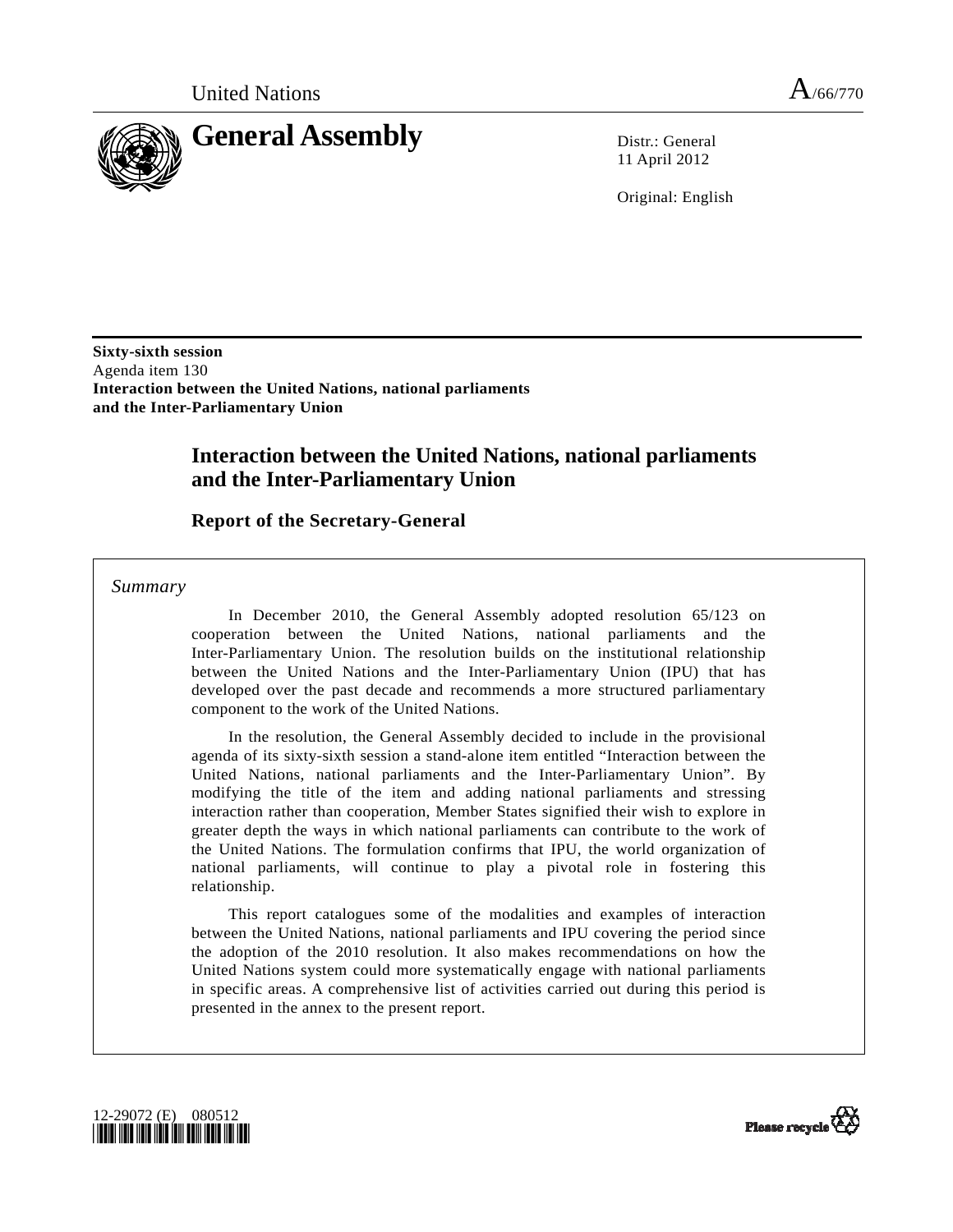United Nations A/66/770

# General Assembly

Distr.: General
11 April 2012

Original: English

**Sixty-sixth session**
Agenda item 130
**Interaction between the United Nations, national parliaments and the Inter-Parliamentary Union**

## Interaction between the United Nations, national parliaments and the Inter-Parliamentary Union

### Report of the Secretary-General

*Summary*

In December 2010, the General Assembly adopted resolution 65/123 on cooperation between the United Nations, national parliaments and the Inter-Parliamentary Union. The resolution builds on the institutional relationship between the United Nations and the Inter-Parliamentary Union (IPU) that has developed over the past decade and recommends a more structured parliamentary component to the work of the United Nations.

In the resolution, the General Assembly decided to include in the provisional agenda of its sixty-sixth session a stand-alone item entitled "Interaction between the United Nations, national parliaments and the Inter-Parliamentary Union". By modifying the title of the item and adding national parliaments and stressing interaction rather than cooperation, Member States signified their wish to explore in greater depth the ways in which national parliaments can contribute to the work of the United Nations. The formulation confirms that IPU, the world organization of national parliaments, will continue to play a pivotal role in fostering this relationship.

This report catalogues some of the modalities and examples of interaction between the United Nations, national parliaments and IPU covering the period since the adoption of the 2010 resolution. It also makes recommendations on how the United Nations system could more systematically engage with national parliaments in specific areas. A comprehensive list of activities carried out during this period is presented in the annex to the present report.

12-29072 (E) 080512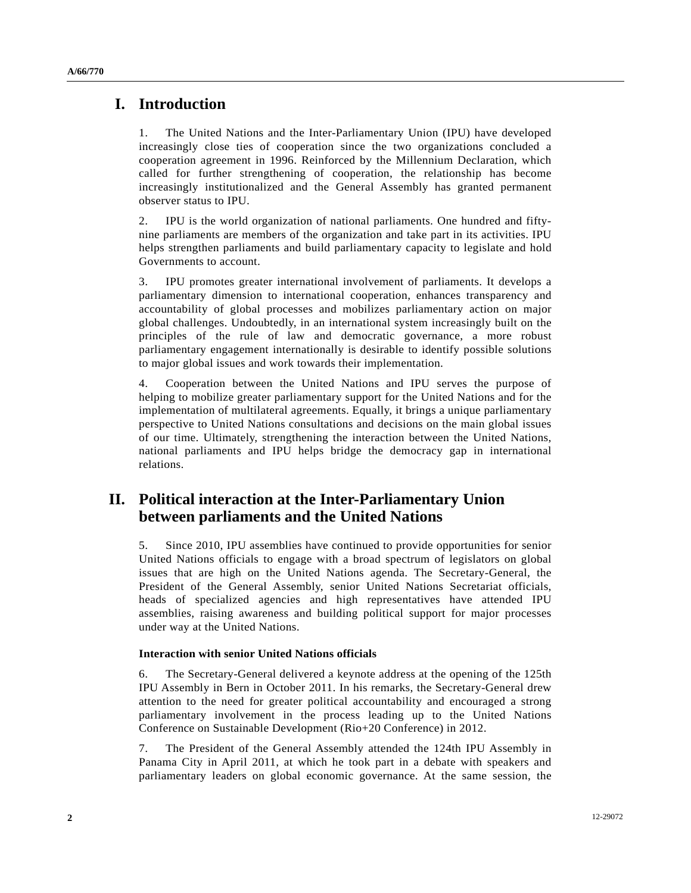# I. Introduction

1. The United Nations and the Inter-Parliamentary Union (IPU) have developed increasingly close ties of cooperation since the two organizations concluded a cooperation agreement in 1996. Reinforced by the Millennium Declaration, which called for further strengthening of cooperation, the relationship has become increasingly institutionalized and the General Assembly has granted permanent observer status to IPU.

2. IPU is the world organization of national parliaments. One hundred and fifty-nine parliaments are members of the organization and take part in its activities. IPU helps strengthen parliaments and build parliamentary capacity to legislate and hold Governments to account.

3. IPU promotes greater international involvement of parliaments. It develops a parliamentary dimension to international cooperation, enhances transparency and accountability of global processes and mobilizes parliamentary action on major global challenges. Undoubtedly, in an international system increasingly built on the principles of the rule of law and democratic governance, a more robust parliamentary engagement internationally is desirable to identify possible solutions to major global issues and work towards their implementation.

4. Cooperation between the United Nations and IPU serves the purpose of helping to mobilize greater parliamentary support for the United Nations and for the implementation of multilateral agreements. Equally, it brings a unique parliamentary perspective to United Nations consultations and decisions on the main global issues of our time. Ultimately, strengthening the interaction between the United Nations, national parliaments and IPU helps bridge the democracy gap in international relations.

# II. Political interaction at the Inter-Parliamentary Union between parliaments and the United Nations

5. Since 2010, IPU assemblies have continued to provide opportunities for senior United Nations officials to engage with a broad spectrum of legislators on global issues that are high on the United Nations agenda. The Secretary-General, the President of the General Assembly, senior United Nations Secretariat officials, heads of specialized agencies and high representatives have attended IPU assemblies, raising awareness and building political support for major processes under way at the United Nations.

### Interaction with senior United Nations officials

6. The Secretary-General delivered a keynote address at the opening of the 125th IPU Assembly in Bern in October 2011. In his remarks, the Secretary-General drew attention to the need for greater political accountability and encouraged a strong parliamentary involvement in the process leading up to the United Nations Conference on Sustainable Development (Rio+20 Conference) in 2012.

7. The President of the General Assembly attended the 124th IPU Assembly in Panama City in April 2011, at which he took part in a debate with speakers and parliamentary leaders on global economic governance. At the same session, the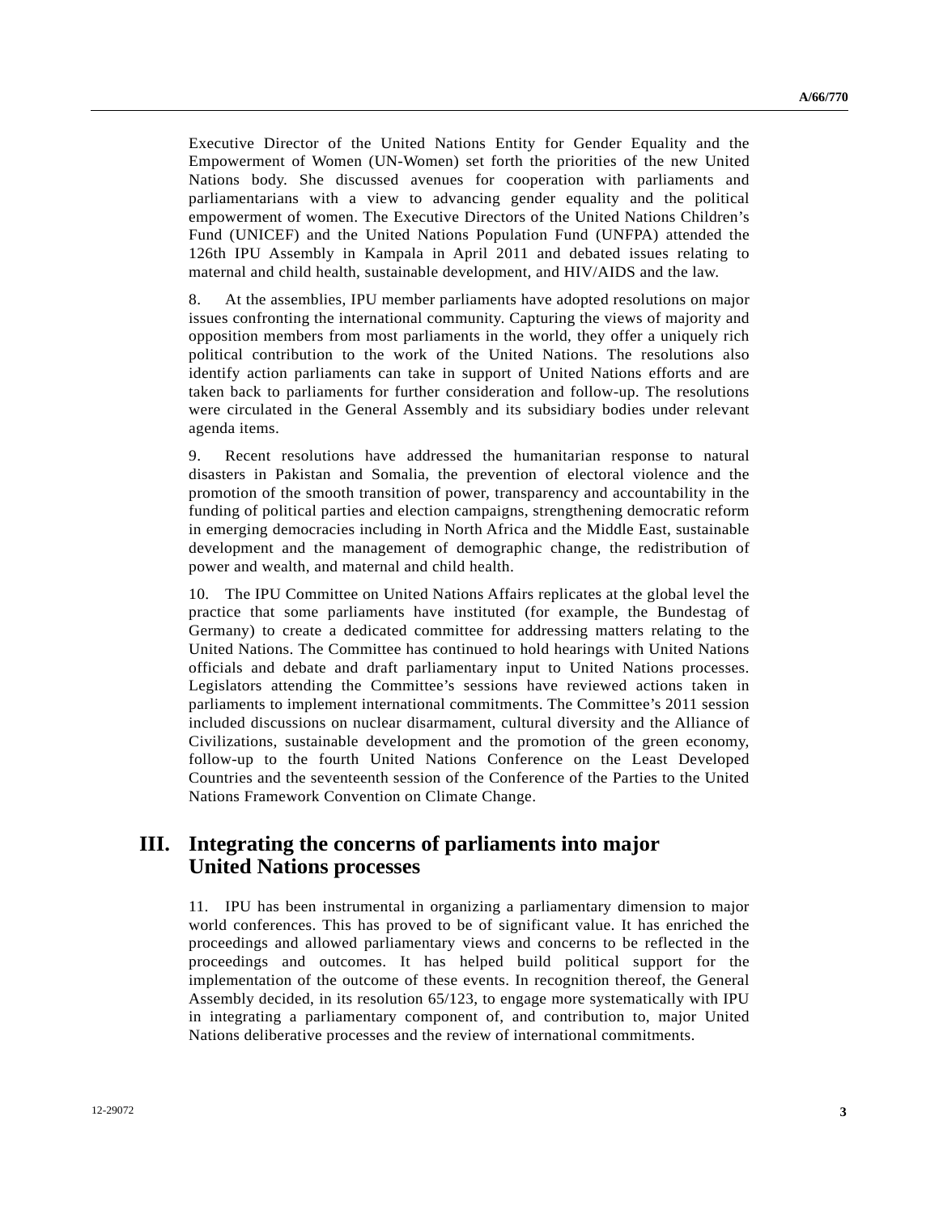Executive Director of the United Nations Entity for Gender Equality and the Empowerment of Women (UN-Women) set forth the priorities of the new United Nations body. She discussed avenues for cooperation with parliaments and parliamentarians with a view to advancing gender equality and the political empowerment of women. The Executive Directors of the United Nations Children's Fund (UNICEF) and the United Nations Population Fund (UNFPA) attended the 126th IPU Assembly in Kampala in April 2011 and debated issues relating to maternal and child health, sustainable development, and HIV/AIDS and the law.

8. At the assemblies, IPU member parliaments have adopted resolutions on major issues confronting the international community. Capturing the views of majority and opposition members from most parliaments in the world, they offer a uniquely rich political contribution to the work of the United Nations. The resolutions also identify action parliaments can take in support of United Nations efforts and are taken back to parliaments for further consideration and follow-up. The resolutions were circulated in the General Assembly and its subsidiary bodies under relevant agenda items.

9. Recent resolutions have addressed the humanitarian response to natural disasters in Pakistan and Somalia, the prevention of electoral violence and the promotion of the smooth transition of power, transparency and accountability in the funding of political parties and election campaigns, strengthening democratic reform in emerging democracies including in North Africa and the Middle East, sustainable development and the management of demographic change, the redistribution of power and wealth, and maternal and child health.

10. The IPU Committee on United Nations Affairs replicates at the global level the practice that some parliaments have instituted (for example, the Bundestag of Germany) to create a dedicated committee for addressing matters relating to the United Nations. The Committee has continued to hold hearings with United Nations officials and debate and draft parliamentary input to United Nations processes. Legislators attending the Committee's sessions have reviewed actions taken in parliaments to implement international commitments. The Committee's 2011 session included discussions on nuclear disarmament, cultural diversity and the Alliance of Civilizations, sustainable development and the promotion of the green economy, follow-up to the fourth United Nations Conference on the Least Developed Countries and the seventeenth session of the Conference of the Parties to the United Nations Framework Convention on Climate Change.

## III. Integrating the concerns of parliaments into major United Nations processes

11. IPU has been instrumental in organizing a parliamentary dimension to major world conferences. This has proved to be of significant value. It has enriched the proceedings and allowed parliamentary views and concerns to be reflected in the proceedings and outcomes. It has helped build political support for the implementation of the outcome of these events. In recognition thereof, the General Assembly decided, in its resolution 65/123, to engage more systematically with IPU in integrating a parliamentary component of, and contribution to, major United Nations deliberative processes and the review of international commitments.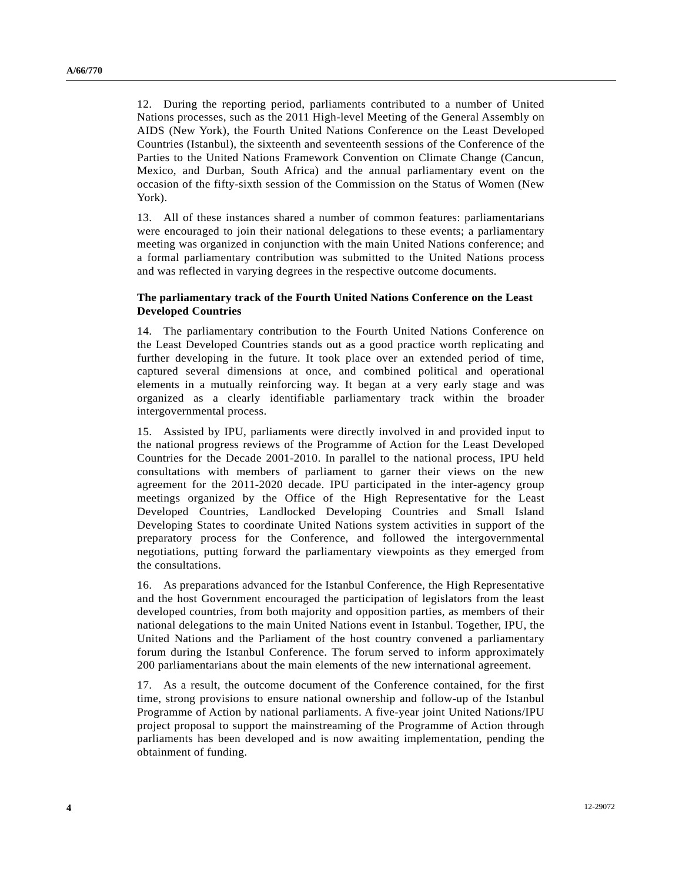12. During the reporting period, parliaments contributed to a number of United Nations processes, such as the 2011 High-level Meeting of the General Assembly on AIDS (New York), the Fourth United Nations Conference on the Least Developed Countries (Istanbul), the sixteenth and seventeenth sessions of the Conference of the Parties to the United Nations Framework Convention on Climate Change (Cancun, Mexico, and Durban, South Africa) and the annual parliamentary event on the occasion of the fifty-sixth session of the Commission on the Status of Women (New York).

13. All of these instances shared a number of common features: parliamentarians were encouraged to join their national delegations to these events; a parliamentary meeting was organized in conjunction with the main United Nations conference; and a formal parliamentary contribution was submitted to the United Nations process and was reflected in varying degrees in the respective outcome documents.

**The parliamentary track of the Fourth United Nations Conference on the Least Developed Countries**

14. The parliamentary contribution to the Fourth United Nations Conference on the Least Developed Countries stands out as a good practice worth replicating and further developing in the future. It took place over an extended period of time, captured several dimensions at once, and combined political and operational elements in a mutually reinforcing way. It began at a very early stage and was organized as a clearly identifiable parliamentary track within the broader intergovernmental process.

15. Assisted by IPU, parliaments were directly involved in and provided input to the national progress reviews of the Programme of Action for the Least Developed Countries for the Decade 2001-2010. In parallel to the national process, IPU held consultations with members of parliament to garner their views on the new agreement for the 2011-2020 decade. IPU participated in the inter-agency group meetings organized by the Office of the High Representative for the Least Developed Countries, Landlocked Developing Countries and Small Island Developing States to coordinate United Nations system activities in support of the preparatory process for the Conference, and followed the intergovernmental negotiations, putting forward the parliamentary viewpoints as they emerged from the consultations.

16. As preparations advanced for the Istanbul Conference, the High Representative and the host Government encouraged the participation of legislators from the least developed countries, from both majority and opposition parties, as members of their national delegations to the main United Nations event in Istanbul. Together, IPU, the United Nations and the Parliament of the host country convened a parliamentary forum during the Istanbul Conference. The forum served to inform approximately 200 parliamentarians about the main elements of the new international agreement.

17. As a result, the outcome document of the Conference contained, for the first time, strong provisions to ensure national ownership and follow-up of the Istanbul Programme of Action by national parliaments. A five-year joint United Nations/IPU project proposal to support the mainstreaming of the Programme of Action through parliaments has been developed and is now awaiting implementation, pending the obtainment of funding.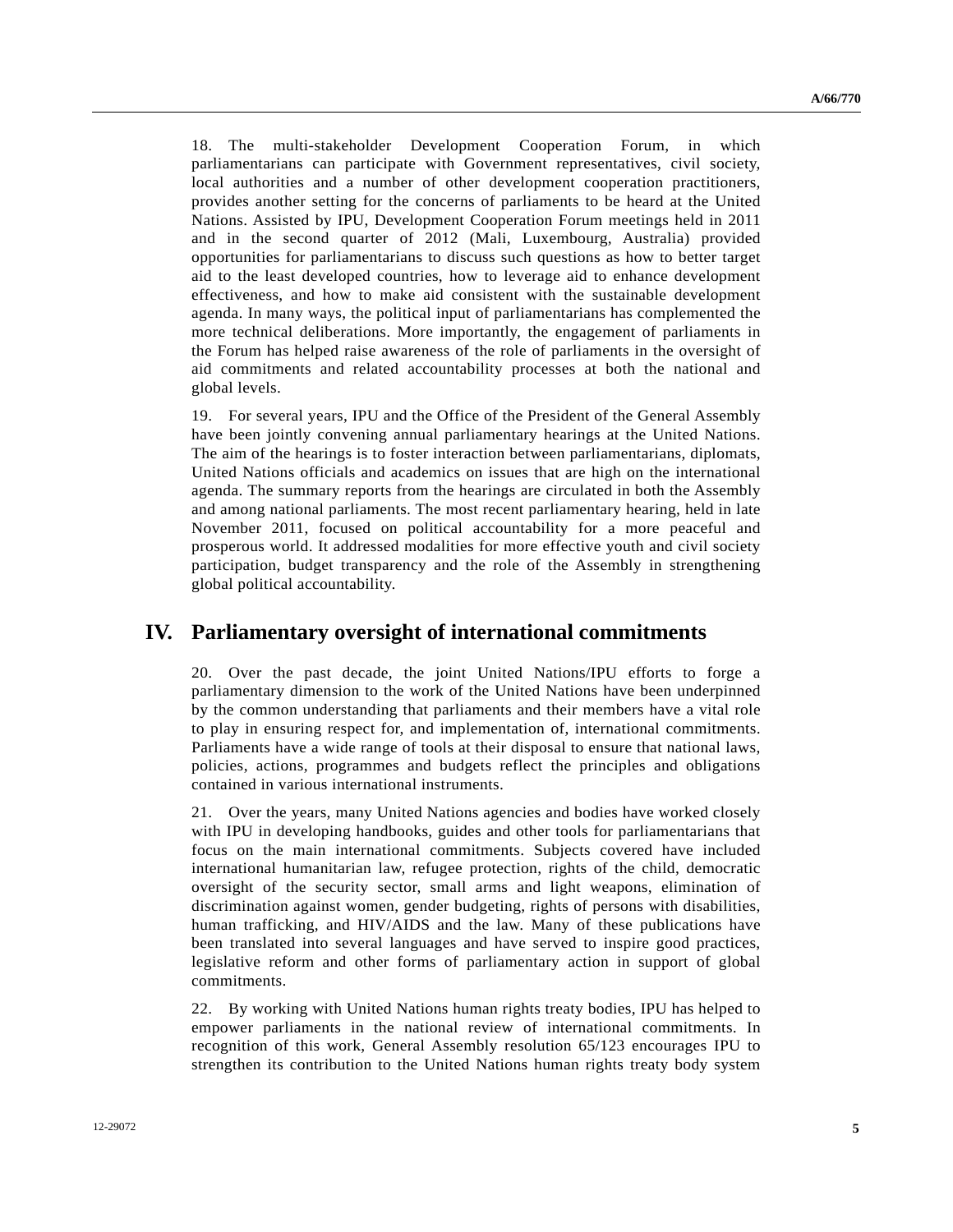18. The multi-stakeholder Development Cooperation Forum, in which parliamentarians can participate with Government representatives, civil society, local authorities and a number of other development cooperation practitioners, provides another setting for the concerns of parliaments to be heard at the United Nations. Assisted by IPU, Development Cooperation Forum meetings held in 2011 and in the second quarter of 2012 (Mali, Luxembourg, Australia) provided opportunities for parliamentarians to discuss such questions as how to better target aid to the least developed countries, how to leverage aid to enhance development effectiveness, and how to make aid consistent with the sustainable development agenda. In many ways, the political input of parliamentarians has complemented the more technical deliberations. More importantly, the engagement of parliaments in the Forum has helped raise awareness of the role of parliaments in the oversight of aid commitments and related accountability processes at both the national and global levels.

19. For several years, IPU and the Office of the President of the General Assembly have been jointly convening annual parliamentary hearings at the United Nations. The aim of the hearings is to foster interaction between parliamentarians, diplomats, United Nations officials and academics on issues that are high on the international agenda. The summary reports from the hearings are circulated in both the Assembly and among national parliaments. The most recent parliamentary hearing, held in late November 2011, focused on political accountability for a more peaceful and prosperous world. It addressed modalities for more effective youth and civil society participation, budget transparency and the role of the Assembly in strengthening global political accountability.

## IV. Parliamentary oversight of international commitments

20. Over the past decade, the joint United Nations/IPU efforts to forge a parliamentary dimension to the work of the United Nations have been underpinned by the common understanding that parliaments and their members have a vital role to play in ensuring respect for, and implementation of, international commitments. Parliaments have a wide range of tools at their disposal to ensure that national laws, policies, actions, programmes and budgets reflect the principles and obligations contained in various international instruments.

21. Over the years, many United Nations agencies and bodies have worked closely with IPU in developing handbooks, guides and other tools for parliamentarians that focus on the main international commitments. Subjects covered have included international humanitarian law, refugee protection, rights of the child, democratic oversight of the security sector, small arms and light weapons, elimination of discrimination against women, gender budgeting, rights of persons with disabilities, human trafficking, and HIV/AIDS and the law. Many of these publications have been translated into several languages and have served to inspire good practices, legislative reform and other forms of parliamentary action in support of global commitments.

22. By working with United Nations human rights treaty bodies, IPU has helped to empower parliaments in the national review of international commitments. In recognition of this work, General Assembly resolution 65/123 encourages IPU to strengthen its contribution to the United Nations human rights treaty body system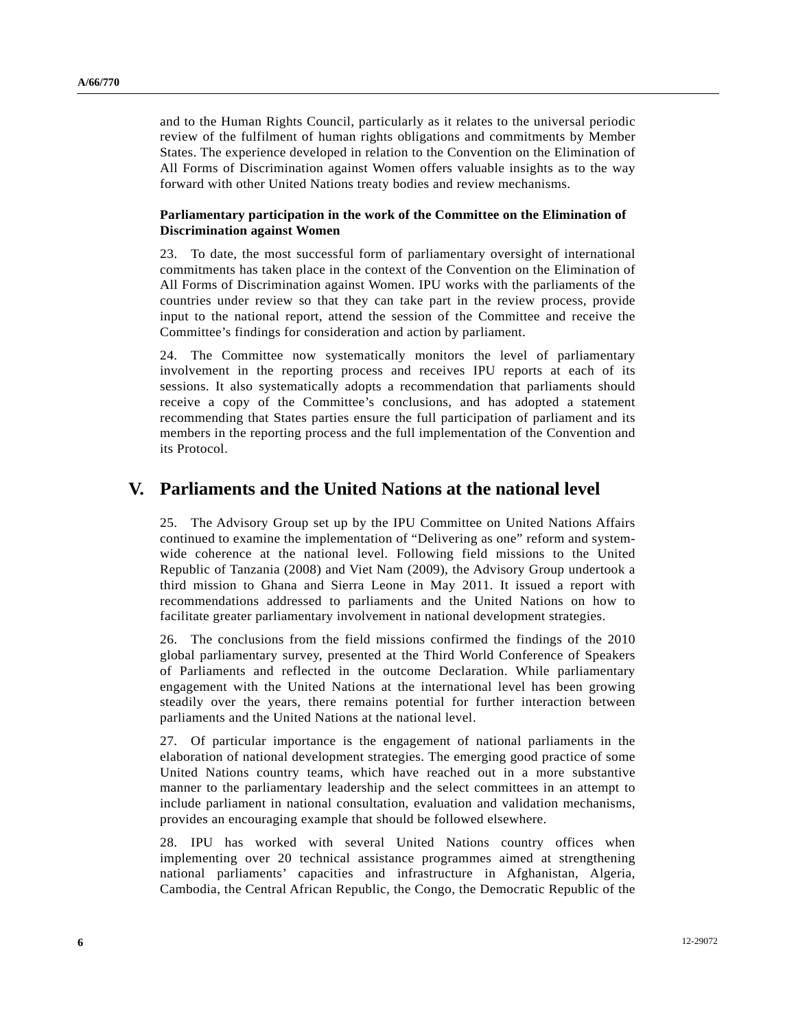and to the Human Rights Council, particularly as it relates to the universal periodic review of the fulfilment of human rights obligations and commitments by Member States. The experience developed in relation to the Convention on the Elimination of All Forms of Discrimination against Women offers valuable insights as to the way forward with other United Nations treaty bodies and review mechanisms.

**Parliamentary participation in the work of the Committee on the Elimination of Discrimination against Women**

23. To date, the most successful form of parliamentary oversight of international commitments has taken place in the context of the Convention on the Elimination of All Forms of Discrimination against Women. IPU works with the parliaments of the countries under review so that they can take part in the review process, provide input to the national report, attend the session of the Committee and receive the Committee's findings for consideration and action by parliament.

24. The Committee now systematically monitors the level of parliamentary involvement in the reporting process and receives IPU reports at each of its sessions. It also systematically adopts a recommendation that parliaments should receive a copy of the Committee's conclusions, and has adopted a statement recommending that States parties ensure the full participation of parliament and its members in the reporting process and the full implementation of the Convention and its Protocol.

## V. Parliaments and the United Nations at the national level

25. The Advisory Group set up by the IPU Committee on United Nations Affairs continued to examine the implementation of "Delivering as one" reform and system-wide coherence at the national level. Following field missions to the United Republic of Tanzania (2008) and Viet Nam (2009), the Advisory Group undertook a third mission to Ghana and Sierra Leone in May 2011. It issued a report with recommendations addressed to parliaments and the United Nations on how to facilitate greater parliamentary involvement in national development strategies.

26. The conclusions from the field missions confirmed the findings of the 2010 global parliamentary survey, presented at the Third World Conference of Speakers of Parliaments and reflected in the outcome Declaration. While parliamentary engagement with the United Nations at the international level has been growing steadily over the years, there remains potential for further interaction between parliaments and the United Nations at the national level.

27. Of particular importance is the engagement of national parliaments in the elaboration of national development strategies. The emerging good practice of some United Nations country teams, which have reached out in a more substantive manner to the parliamentary leadership and the select committees in an attempt to include parliament in national consultation, evaluation and validation mechanisms, provides an encouraging example that should be followed elsewhere.

28. IPU has worked with several United Nations country offices when implementing over 20 technical assistance programmes aimed at strengthening national parliaments' capacities and infrastructure in Afghanistan, Algeria, Cambodia, the Central African Republic, the Congo, the Democratic Republic of the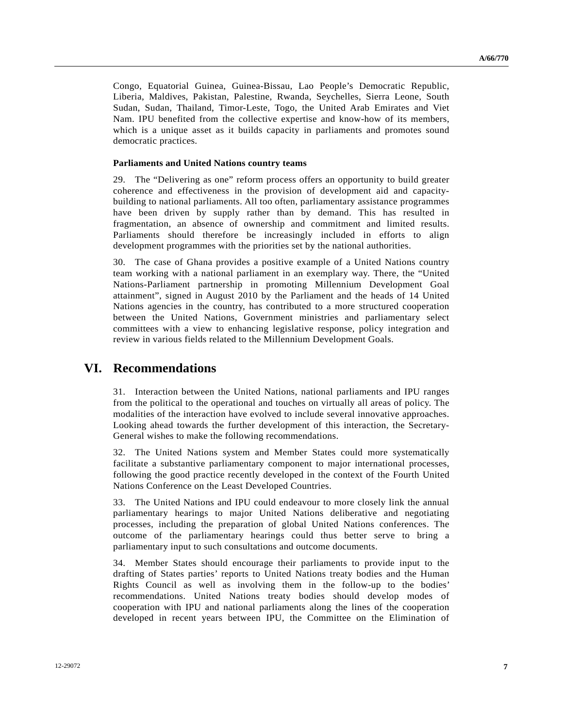Congo, Equatorial Guinea, Guinea-Bissau, Lao People's Democratic Republic, Liberia, Maldives, Pakistan, Palestine, Rwanda, Seychelles, Sierra Leone, South Sudan, Sudan, Thailand, Timor-Leste, Togo, the United Arab Emirates and Viet Nam. IPU benefited from the collective expertise and know-how of its members, which is a unique asset as it builds capacity in parliaments and promotes sound democratic practices.

### Parliaments and United Nations country teams

29. The "Delivering as one" reform process offers an opportunity to build greater coherence and effectiveness in the provision of development aid and capacity-building to national parliaments. All too often, parliamentary assistance programmes have been driven by supply rather than by demand. This has resulted in fragmentation, an absence of ownership and commitment and limited results. Parliaments should therefore be increasingly included in efforts to align development programmes with the priorities set by the national authorities.

30. The case of Ghana provides a positive example of a United Nations country team working with a national parliament in an exemplary way. There, the "United Nations-Parliament partnership in promoting Millennium Development Goal attainment", signed in August 2010 by the Parliament and the heads of 14 United Nations agencies in the country, has contributed to a more structured cooperation between the United Nations, Government ministries and parliamentary select committees with a view to enhancing legislative response, policy integration and review in various fields related to the Millennium Development Goals.

## VI. Recommendations

31. Interaction between the United Nations, national parliaments and IPU ranges from the political to the operational and touches on virtually all areas of policy. The modalities of the interaction have evolved to include several innovative approaches. Looking ahead towards the further development of this interaction, the Secretary-General wishes to make the following recommendations.

32. The United Nations system and Member States could more systematically facilitate a substantive parliamentary component to major international processes, following the good practice recently developed in the context of the Fourth United Nations Conference on the Least Developed Countries.

33. The United Nations and IPU could endeavour to more closely link the annual parliamentary hearings to major United Nations deliberative and negotiating processes, including the preparation of global United Nations conferences. The outcome of the parliamentary hearings could thus better serve to bring a parliamentary input to such consultations and outcome documents.

34. Member States should encourage their parliaments to provide input to the drafting of States parties' reports to United Nations treaty bodies and the Human Rights Council as well as involving them in the follow-up to the bodies' recommendations. United Nations treaty bodies should develop modes of cooperation with IPU and national parliaments along the lines of the cooperation developed in recent years between IPU, the Committee on the Elimination of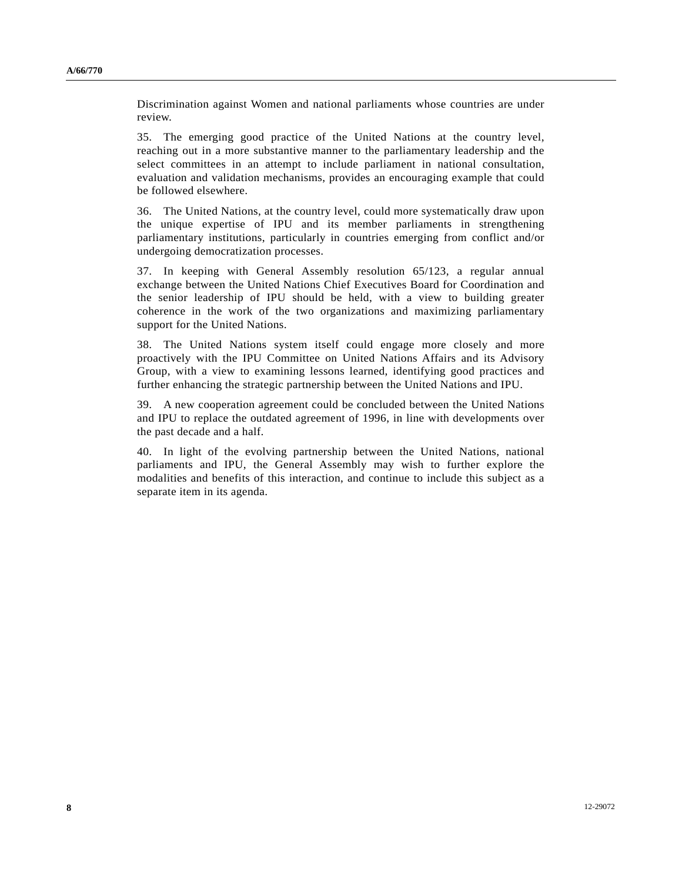Discrimination against Women and national parliaments whose countries are under review.

35. The emerging good practice of the United Nations at the country level, reaching out in a more substantive manner to the parliamentary leadership and the select committees in an attempt to include parliament in national consultation, evaluation and validation mechanisms, provides an encouraging example that could be followed elsewhere.

36. The United Nations, at the country level, could more systematically draw upon the unique expertise of IPU and its member parliaments in strengthening parliamentary institutions, particularly in countries emerging from conflict and/or undergoing democratization processes.

37. In keeping with General Assembly resolution 65/123, a regular annual exchange between the United Nations Chief Executives Board for Coordination and the senior leadership of IPU should be held, with a view to building greater coherence in the work of the two organizations and maximizing parliamentary support for the United Nations.

38. The United Nations system itself could engage more closely and more proactively with the IPU Committee on United Nations Affairs and its Advisory Group, with a view to examining lessons learned, identifying good practices and further enhancing the strategic partnership between the United Nations and IPU.

39. A new cooperation agreement could be concluded between the United Nations and IPU to replace the outdated agreement of 1996, in line with developments over the past decade and a half.

40. In light of the evolving partnership between the United Nations, national parliaments and IPU, the General Assembly may wish to further explore the modalities and benefits of this interaction, and continue to include this subject as a separate item in its agenda.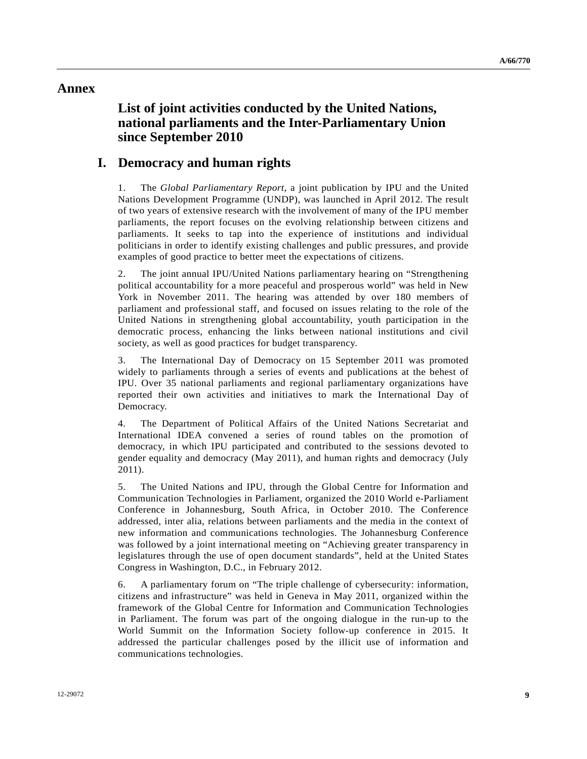# Annex

## List of joint activities conducted by the United Nations, national parliaments and the Inter-Parliamentary Union since September 2010

## I. Democracy and human rights

1. The *Global Parliamentary Report*, a joint publication by IPU and the United Nations Development Programme (UNDP), was launched in April 2012. The result of two years of extensive research with the involvement of many of the IPU member parliaments, the report focuses on the evolving relationship between citizens and parliaments. It seeks to tap into the experience of institutions and individual politicians in order to identify existing challenges and public pressures, and provide examples of good practice to better meet the expectations of citizens.

2. The joint annual IPU/United Nations parliamentary hearing on "Strengthening political accountability for a more peaceful and prosperous world" was held in New York in November 2011. The hearing was attended by over 180 members of parliament and professional staff, and focused on issues relating to the role of the United Nations in strengthening global accountability, youth participation in the democratic process, enhancing the links between national institutions and civil society, as well as good practices for budget transparency.

3. The International Day of Democracy on 15 September 2011 was promoted widely to parliaments through a series of events and publications at the behest of IPU. Over 35 national parliaments and regional parliamentary organizations have reported their own activities and initiatives to mark the International Day of Democracy.

4. The Department of Political Affairs of the United Nations Secretariat and International IDEA convened a series of round tables on the promotion of democracy, in which IPU participated and contributed to the sessions devoted to gender equality and democracy (May 2011), and human rights and democracy (July 2011).

5. The United Nations and IPU, through the Global Centre for Information and Communication Technologies in Parliament, organized the 2010 World e-Parliament Conference in Johannesburg, South Africa, in October 2010. The Conference addressed, inter alia, relations between parliaments and the media in the context of new information and communications technologies. The Johannesburg Conference was followed by a joint international meeting on "Achieving greater transparency in legislatures through the use of open document standards", held at the United States Congress in Washington, D.C., in February 2012.

6. A parliamentary forum on "The triple challenge of cybersecurity: information, citizens and infrastructure" was held in Geneva in May 2011, organized within the framework of the Global Centre for Information and Communication Technologies in Parliament. The forum was part of the ongoing dialogue in the run-up to the World Summit on the Information Society follow-up conference in 2015. It addressed the particular challenges posed by the illicit use of information and communications technologies.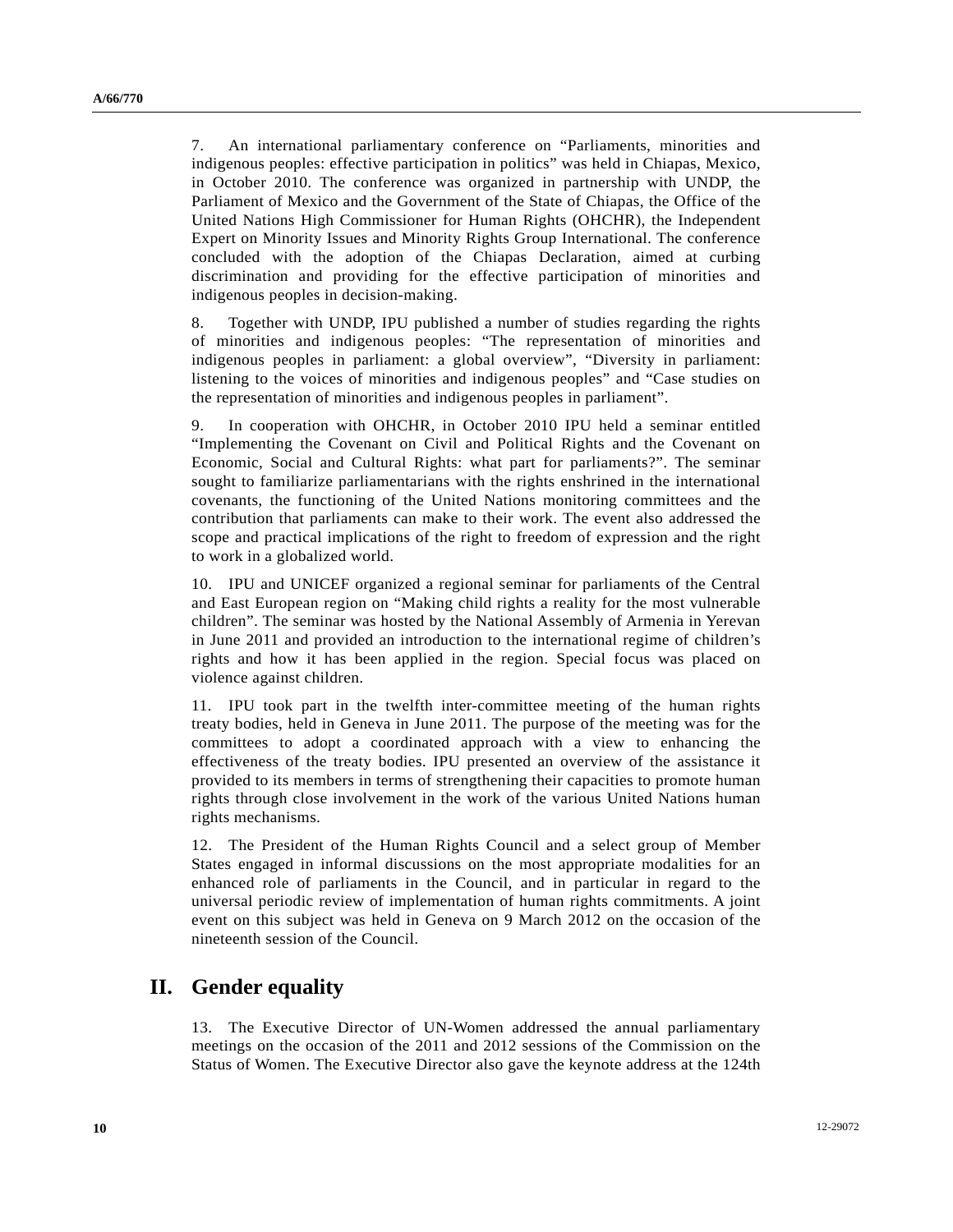7. An international parliamentary conference on "Parliaments, minorities and indigenous peoples: effective participation in politics" was held in Chiapas, Mexico, in October 2010. The conference was organized in partnership with UNDP, the Parliament of Mexico and the Government of the State of Chiapas, the Office of the United Nations High Commissioner for Human Rights (OHCHR), the Independent Expert on Minority Issues and Minority Rights Group International. The conference concluded with the adoption of the Chiapas Declaration, aimed at curbing discrimination and providing for the effective participation of minorities and indigenous peoples in decision-making.

8. Together with UNDP, IPU published a number of studies regarding the rights of minorities and indigenous peoples: "The representation of minorities and indigenous peoples in parliament: a global overview", "Diversity in parliament: listening to the voices of minorities and indigenous peoples" and "Case studies on the representation of minorities and indigenous peoples in parliament".

9. In cooperation with OHCHR, in October 2010 IPU held a seminar entitled "Implementing the Covenant on Civil and Political Rights and the Covenant on Economic, Social and Cultural Rights: what part for parliaments?". The seminar sought to familiarize parliamentarians with the rights enshrined in the international covenants, the functioning of the United Nations monitoring committees and the contribution that parliaments can make to their work. The event also addressed the scope and practical implications of the right to freedom of expression and the right to work in a globalized world.

10. IPU and UNICEF organized a regional seminar for parliaments of the Central and East European region on "Making child rights a reality for the most vulnerable children". The seminar was hosted by the National Assembly of Armenia in Yerevan in June 2011 and provided an introduction to the international regime of children's rights and how it has been applied in the region. Special focus was placed on violence against children.

11. IPU took part in the twelfth inter-committee meeting of the human rights treaty bodies, held in Geneva in June 2011. The purpose of the meeting was for the committees to adopt a coordinated approach with a view to enhancing the effectiveness of the treaty bodies. IPU presented an overview of the assistance it provided to its members in terms of strengthening their capacities to promote human rights through close involvement in the work of the various United Nations human rights mechanisms.

12. The President of the Human Rights Council and a select group of Member States engaged in informal discussions on the most appropriate modalities for an enhanced role of parliaments in the Council, and in particular in regard to the universal periodic review of implementation of human rights commitments. A joint event on this subject was held in Geneva on 9 March 2012 on the occasion of the nineteenth session of the Council.

## II. Gender equality

13. The Executive Director of UN-Women addressed the annual parliamentary meetings on the occasion of the 2011 and 2012 sessions of the Commission on the Status of Women. The Executive Director also gave the keynote address at the 124th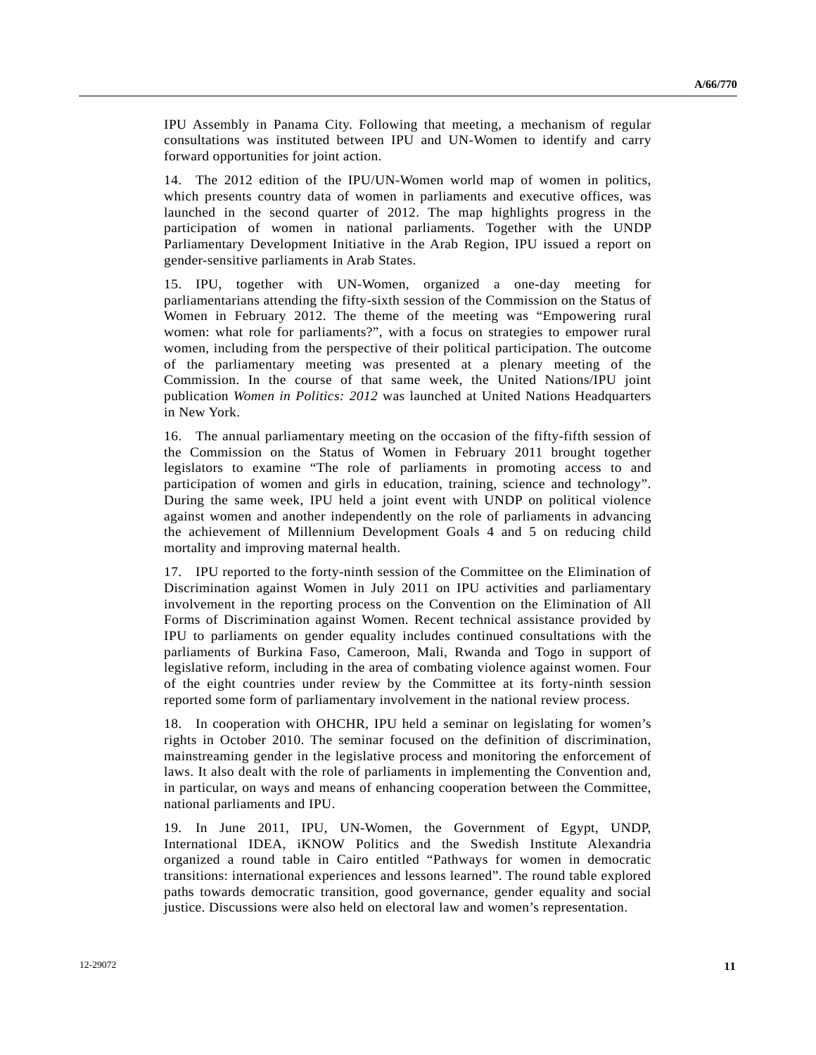IPU Assembly in Panama City. Following that meeting, a mechanism of regular consultations was instituted between IPU and UN-Women to identify and carry forward opportunities for joint action.

14. The 2012 edition of the IPU/UN-Women world map of women in politics, which presents country data of women in parliaments and executive offices, was launched in the second quarter of 2012. The map highlights progress in the participation of women in national parliaments. Together with the UNDP Parliamentary Development Initiative in the Arab Region, IPU issued a report on gender-sensitive parliaments in Arab States.

15. IPU, together with UN-Women, organized a one-day meeting for parliamentarians attending the fifty-sixth session of the Commission on the Status of Women in February 2012. The theme of the meeting was "Empowering rural women: what role for parliaments?", with a focus on strategies to empower rural women, including from the perspective of their political participation. The outcome of the parliamentary meeting was presented at a plenary meeting of the Commission. In the course of that same week, the United Nations/IPU joint publication *Women in Politics: 2012* was launched at United Nations Headquarters in New York.

16. The annual parliamentary meeting on the occasion of the fifty-fifth session of the Commission on the Status of Women in February 2011 brought together legislators to examine "The role of parliaments in promoting access to and participation of women and girls in education, training, science and technology". During the same week, IPU held a joint event with UNDP on political violence against women and another independently on the role of parliaments in advancing the achievement of Millennium Development Goals 4 and 5 on reducing child mortality and improving maternal health.

17. IPU reported to the forty-ninth session of the Committee on the Elimination of Discrimination against Women in July 2011 on IPU activities and parliamentary involvement in the reporting process on the Convention on the Elimination of All Forms of Discrimination against Women. Recent technical assistance provided by IPU to parliaments on gender equality includes continued consultations with the parliaments of Burkina Faso, Cameroon, Mali, Rwanda and Togo in support of legislative reform, including in the area of combating violence against women. Four of the eight countries under review by the Committee at its forty-ninth session reported some form of parliamentary involvement in the national review process.

18. In cooperation with OHCHR, IPU held a seminar on legislating for women's rights in October 2010. The seminar focused on the definition of discrimination, mainstreaming gender in the legislative process and monitoring the enforcement of laws. It also dealt with the role of parliaments in implementing the Convention and, in particular, on ways and means of enhancing cooperation between the Committee, national parliaments and IPU.

19. In June 2011, IPU, UN-Women, the Government of Egypt, UNDP, International IDEA, iKNOW Politics and the Swedish Institute Alexandria organized a round table in Cairo entitled "Pathways for women in democratic transitions: international experiences and lessons learned". The round table explored paths towards democratic transition, good governance, gender equality and social justice. Discussions were also held on electoral law and women's representation.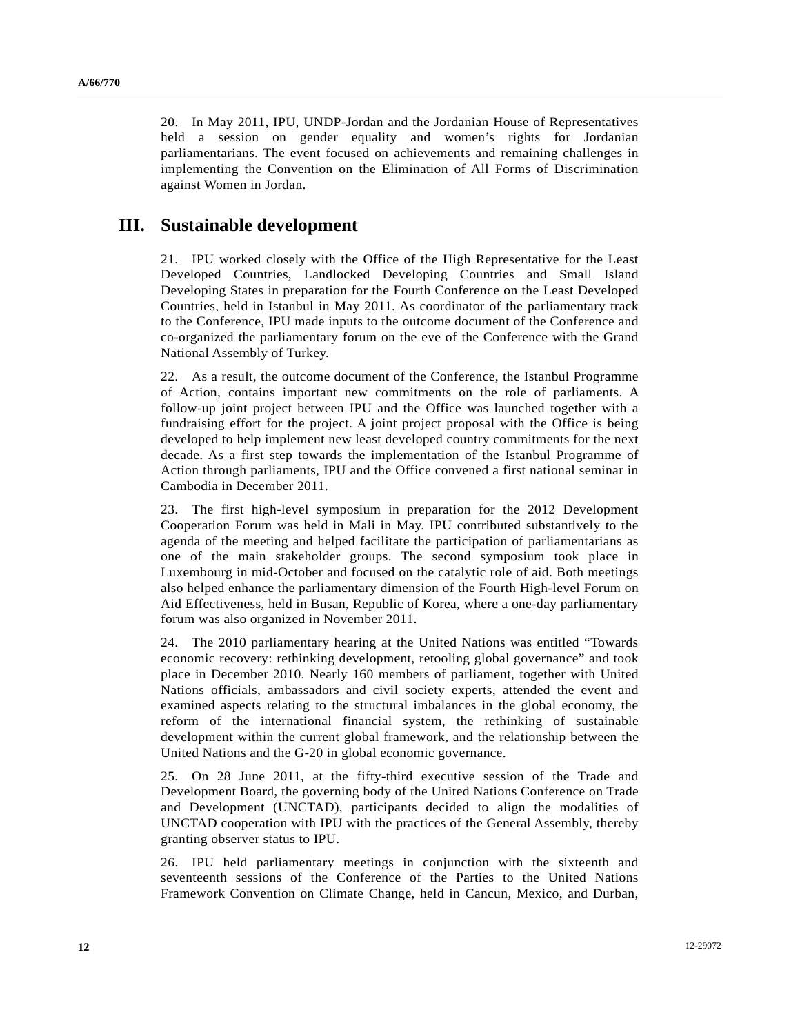20. In May 2011, IPU, UNDP-Jordan and the Jordanian House of Representatives held a session on gender equality and women's rights for Jordanian parliamentarians. The event focused on achievements and remaining challenges in implementing the Convention on the Elimination of All Forms of Discrimination against Women in Jordan.

# III. Sustainable development

21. IPU worked closely with the Office of the High Representative for the Least Developed Countries, Landlocked Developing Countries and Small Island Developing States in preparation for the Fourth Conference on the Least Developed Countries, held in Istanbul in May 2011. As coordinator of the parliamentary track to the Conference, IPU made inputs to the outcome document of the Conference and co-organized the parliamentary forum on the eve of the Conference with the Grand National Assembly of Turkey.

22. As a result, the outcome document of the Conference, the Istanbul Programme of Action, contains important new commitments on the role of parliaments. A follow-up joint project between IPU and the Office was launched together with a fundraising effort for the project. A joint project proposal with the Office is being developed to help implement new least developed country commitments for the next decade. As a first step towards the implementation of the Istanbul Programme of Action through parliaments, IPU and the Office convened a first national seminar in Cambodia in December 2011.

23. The first high-level symposium in preparation for the 2012 Development Cooperation Forum was held in Mali in May. IPU contributed substantively to the agenda of the meeting and helped facilitate the participation of parliamentarians as one of the main stakeholder groups. The second symposium took place in Luxembourg in mid-October and focused on the catalytic role of aid. Both meetings also helped enhance the parliamentary dimension of the Fourth High-level Forum on Aid Effectiveness, held in Busan, Republic of Korea, where a one-day parliamentary forum was also organized in November 2011.

24. The 2010 parliamentary hearing at the United Nations was entitled "Towards economic recovery: rethinking development, retooling global governance" and took place in December 2010. Nearly 160 members of parliament, together with United Nations officials, ambassadors and civil society experts, attended the event and examined aspects relating to the structural imbalances in the global economy, the reform of the international financial system, the rethinking of sustainable development within the current global framework, and the relationship between the United Nations and the G-20 in global economic governance.

25. On 28 June 2011, at the fifty-third executive session of the Trade and Development Board, the governing body of the United Nations Conference on Trade and Development (UNCTAD), participants decided to align the modalities of UNCTAD cooperation with IPU with the practices of the General Assembly, thereby granting observer status to IPU.

26. IPU held parliamentary meetings in conjunction with the sixteenth and seventeenth sessions of the Conference of the Parties to the United Nations Framework Convention on Climate Change, held in Cancun, Mexico, and Durban,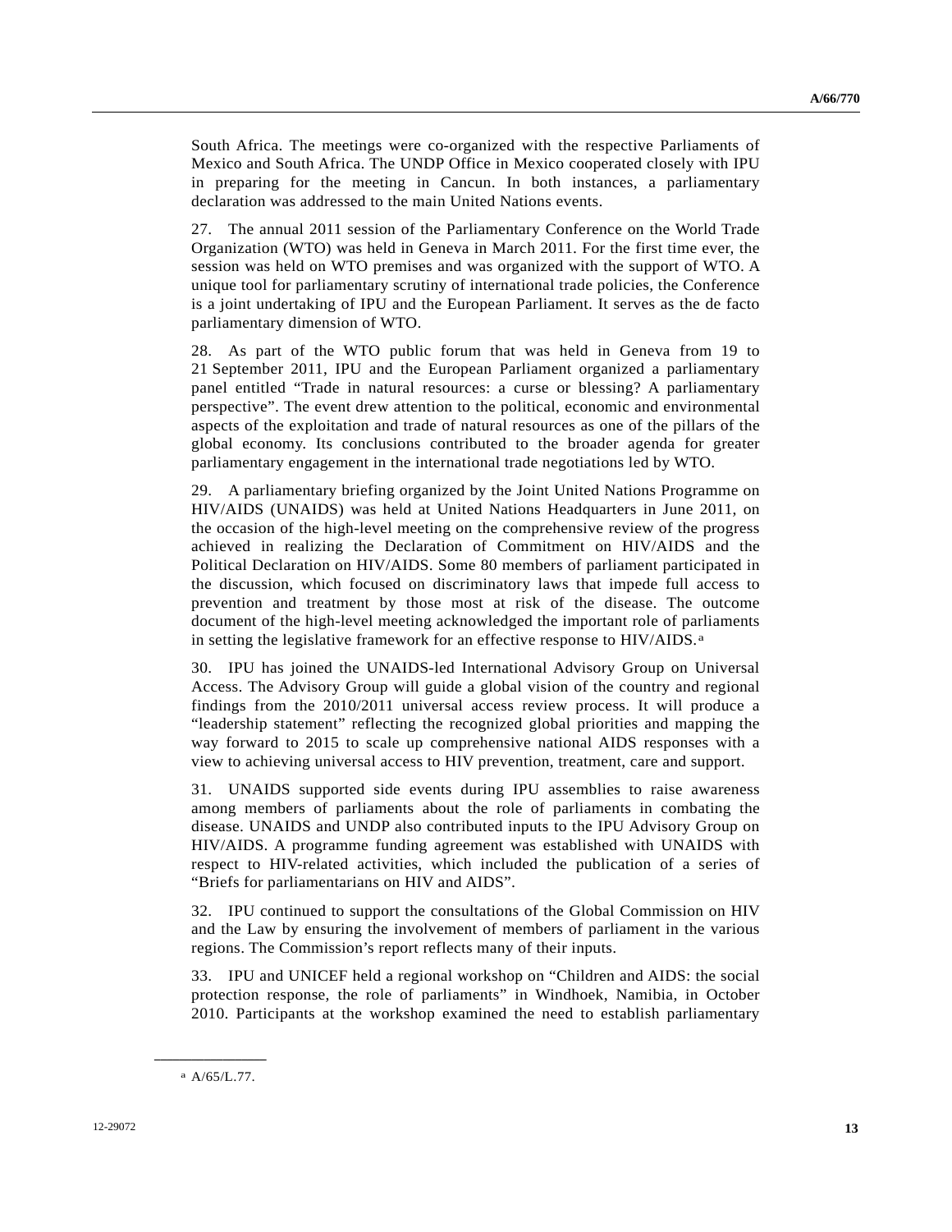South Africa. The meetings were co-organized with the respective Parliaments of Mexico and South Africa. The UNDP Office in Mexico cooperated closely with IPU in preparing for the meeting in Cancun. In both instances, a parliamentary declaration was addressed to the main United Nations events.

27. The annual 2011 session of the Parliamentary Conference on the World Trade Organization (WTO) was held in Geneva in March 2011. For the first time ever, the session was held on WTO premises and was organized with the support of WTO. A unique tool for parliamentary scrutiny of international trade policies, the Conference is a joint undertaking of IPU and the European Parliament. It serves as the de facto parliamentary dimension of WTO.

28. As part of the WTO public forum that was held in Geneva from 19 to 21 September 2011, IPU and the European Parliament organized a parliamentary panel entitled "Trade in natural resources: a curse or blessing? A parliamentary perspective". The event drew attention to the political, economic and environmental aspects of the exploitation and trade of natural resources as one of the pillars of the global economy. Its conclusions contributed to the broader agenda for greater parliamentary engagement in the international trade negotiations led by WTO.

29. A parliamentary briefing organized by the Joint United Nations Programme on HIV/AIDS (UNAIDS) was held at United Nations Headquarters in June 2011, on the occasion of the high-level meeting on the comprehensive review of the progress achieved in realizing the Declaration of Commitment on HIV/AIDS and the Political Declaration on HIV/AIDS. Some 80 members of parliament participated in the discussion, which focused on discriminatory laws that impede full access to prevention and treatment by those most at risk of the disease. The outcome document of the high-level meeting acknowledged the important role of parliaments in setting the legislative framework for an effective response to HIV/AIDS.[a]

30. IPU has joined the UNAIDS-led International Advisory Group on Universal Access. The Advisory Group will guide a global vision of the country and regional findings from the 2010/2011 universal access review process. It will produce a "leadership statement" reflecting the recognized global priorities and mapping the way forward to 2015 to scale up comprehensive national AIDS responses with a view to achieving universal access to HIV prevention, treatment, care and support.

31. UNAIDS supported side events during IPU assemblies to raise awareness among members of parliaments about the role of parliaments in combating the disease. UNAIDS and UNDP also contributed inputs to the IPU Advisory Group on HIV/AIDS. A programme funding agreement was established with UNAIDS with respect to HIV-related activities, which included the publication of a series of "Briefs for parliamentarians on HIV and AIDS".

32. IPU continued to support the consultations of the Global Commission on HIV and the Law by ensuring the involvement of members of parliament in the various regions. The Commission's report reflects many of their inputs.

33. IPU and UNICEF held a regional workshop on "Children and AIDS: the social protection response, the role of parliaments" in Windhoek, Namibia, in October 2010. Participants at the workshop examined the need to establish parliamentary

---

[a] A/65/L.77.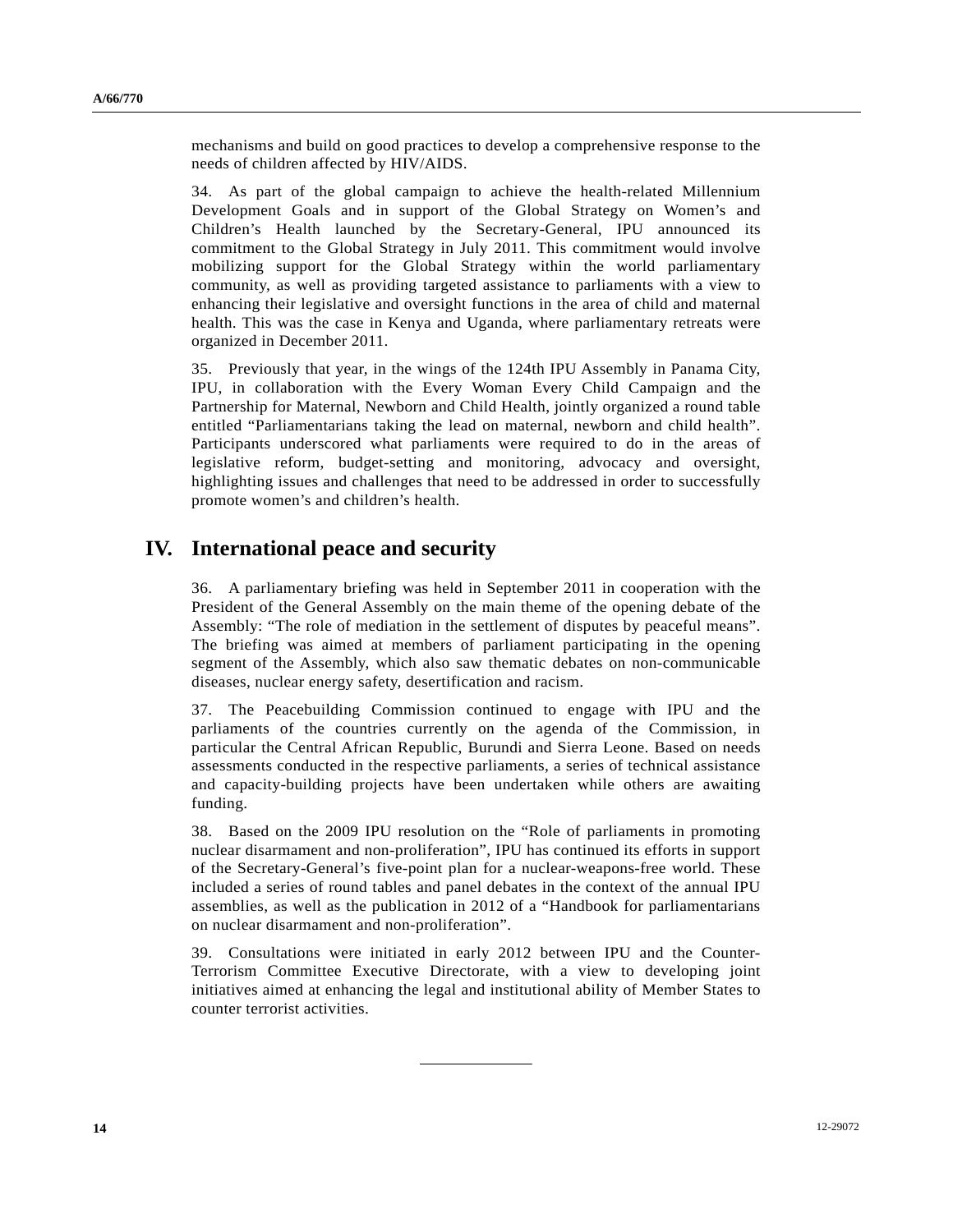mechanisms and build on good practices to develop a comprehensive response to the needs of children affected by HIV/AIDS.

34. As part of the global campaign to achieve the health-related Millennium Development Goals and in support of the Global Strategy on Women's and Children's Health launched by the Secretary-General, IPU announced its commitment to the Global Strategy in July 2011. This commitment would involve mobilizing support for the Global Strategy within the world parliamentary community, as well as providing targeted assistance to parliaments with a view to enhancing their legislative and oversight functions in the area of child and maternal health. This was the case in Kenya and Uganda, where parliamentary retreats were organized in December 2011.

35. Previously that year, in the wings of the 124th IPU Assembly in Panama City, IPU, in collaboration with the Every Woman Every Child Campaign and the Partnership for Maternal, Newborn and Child Health, jointly organized a round table entitled "Parliamentarians taking the lead on maternal, newborn and child health". Participants underscored what parliaments were required to do in the areas of legislative reform, budget-setting and monitoring, advocacy and oversight, highlighting issues and challenges that need to be addressed in order to successfully promote women's and children's health.

# IV. International peace and security

36. A parliamentary briefing was held in September 2011 in cooperation with the President of the General Assembly on the main theme of the opening debate of the Assembly: "The role of mediation in the settlement of disputes by peaceful means". The briefing was aimed at members of parliament participating in the opening segment of the Assembly, which also saw thematic debates on non-communicable diseases, nuclear energy safety, desertification and racism.

37. The Peacebuilding Commission continued to engage with IPU and the parliaments of the countries currently on the agenda of the Commission, in particular the Central African Republic, Burundi and Sierra Leone. Based on needs assessments conducted in the respective parliaments, a series of technical assistance and capacity-building projects have been undertaken while others are awaiting funding.

38. Based on the 2009 IPU resolution on the "Role of parliaments in promoting nuclear disarmament and non-proliferation", IPU has continued its efforts in support of the Secretary-General's five-point plan for a nuclear-weapons-free world. These included a series of round tables and panel debates in the context of the annual IPU assemblies, as well as the publication in 2012 of a "Handbook for parliamentarians on nuclear disarmament and non-proliferation".

39. Consultations were initiated in early 2012 between IPU and the Counter-Terrorism Committee Executive Directorate, with a view to developing joint initiatives aimed at enhancing the legal and institutional ability of Member States to counter terrorist activities.